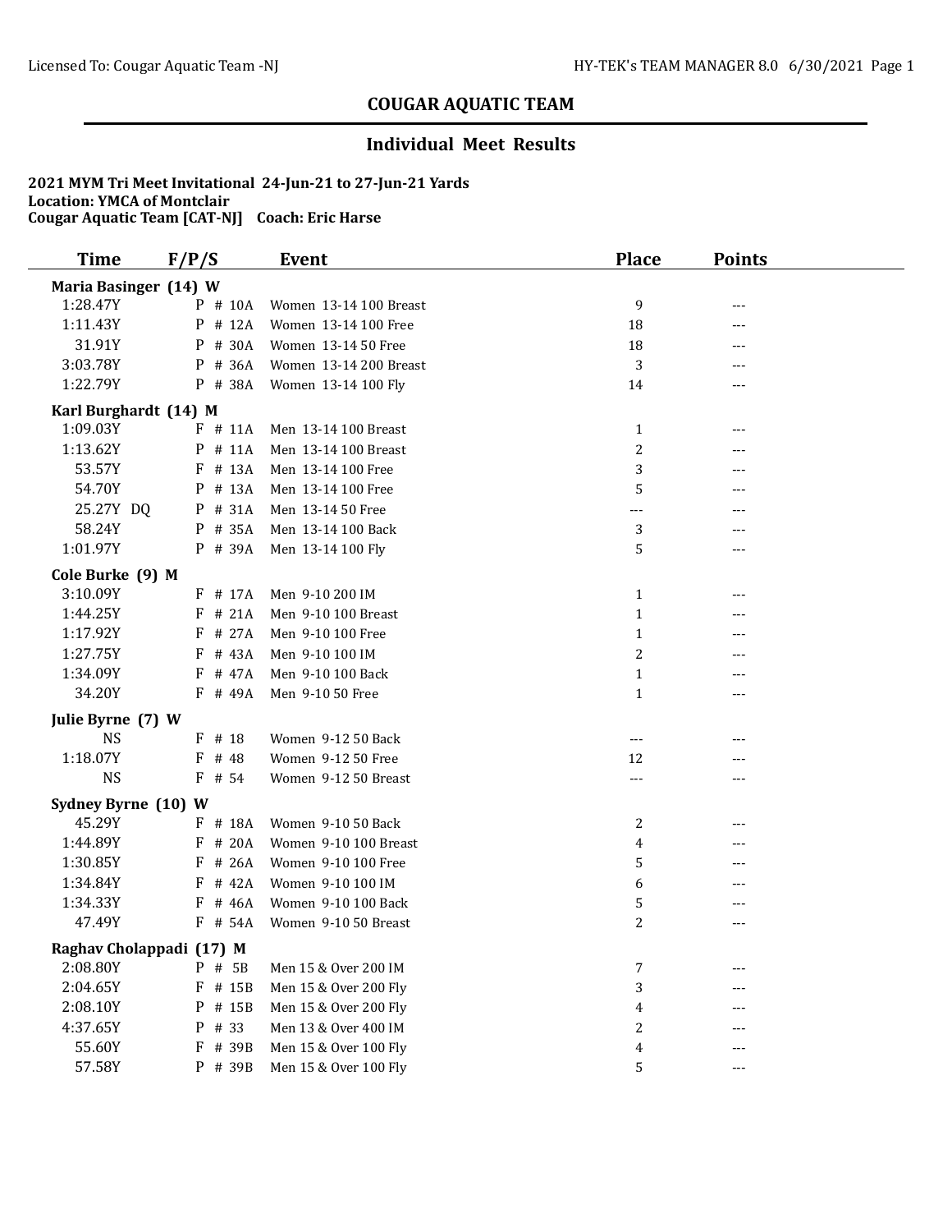## COUGAR AQUATIC TEAM

### Individual Meet Results

**2021 MYM Tri Meet Invitational 24-Jun-21 to 27-Jun-21 Yards**
**Location: YMCA of Montclair**
**Cougar Aquatic Team [CAT-NJ] Coach: Eric Harse**

| Time | F/P/S | Event | Place | Points |
|---|---|---|---|---|
| **Maria Basinger (14) W** | | | | |
| 1:28.47Y | P # 10A | Women 13-14 100 Breast | 9 | --- |
| 1:11.43Y | P # 12A | Women 13-14 100 Free | 18 | --- |
| 31.91Y | P # 30A | Women 13-14 50 Free | 18 | --- |
| 3:03.78Y | P # 36A | Women 13-14 200 Breast | 3 | --- |
| 1:22.79Y | P # 38A | Women 13-14 100 Fly | 14 | --- |
| **Karl Burghardt (14) M** | | | | |
| 1:09.03Y | F # 11A | Men 13-14 100 Breast | 1 | --- |
| 1:13.62Y | P # 11A | Men 13-14 100 Breast | 2 | --- |
| 53.57Y | F # 13A | Men 13-14 100 Free | 3 | --- |
| 54.70Y | P # 13A | Men 13-14 100 Free | 5 | --- |
| 25.27Y DQ | P # 31A | Men 13-14 50 Free | --- | --- |
| 58.24Y | P # 35A | Men 13-14 100 Back | 3 | --- |
| 1:01.97Y | P # 39A | Men 13-14 100 Fly | 5 | --- |
| **Cole Burke (9) M** | | | | |
| 3:10.09Y | F # 17A | Men 9-10 200 IM | 1 | --- |
| 1:44.25Y | F # 21A | Men 9-10 100 Breast | 1 | --- |
| 1:17.92Y | F # 27A | Men 9-10 100 Free | 1 | --- |
| 1:27.75Y | F # 43A | Men 9-10 100 IM | 2 | --- |
| 1:34.09Y | F # 47A | Men 9-10 100 Back | 1 | --- |
| 34.20Y | F # 49A | Men 9-10 50 Free | 1 | --- |
| **Julie Byrne (7) W** | | | | |
| NS | F # 18 | Women 9-12 50 Back | --- | --- |
| 1:18.07Y | F # 48 | Women 9-12 50 Free | 12 | --- |
| NS | F # 54 | Women 9-12 50 Breast | --- | --- |
| **Sydney Byrne (10) W** | | | | |
| 45.29Y | F # 18A | Women 9-10 50 Back | 2 | --- |
| 1:44.89Y | F # 20A | Women 9-10 100 Breast | 4 | --- |
| 1:30.85Y | F # 26A | Women 9-10 100 Free | 5 | --- |
| 1:34.84Y | F # 42A | Women 9-10 100 IM | 6 | --- |
| 1:34.33Y | F # 46A | Women 9-10 100 Back | 5 | --- |
| 47.49Y | F # 54A | Women 9-10 50 Breast | 2 | --- |
| **Raghav Cholappadi (17) M** | | | | |
| 2:08.80Y | P # 5B | Men 15 & Over 200 IM | 7 | --- |
| 2:04.65Y | F # 15B | Men 15 & Over 200 Fly | 3 | --- |
| 2:08.10Y | P # 15B | Men 15 & Over 200 Fly | 4 | --- |
| 4:37.65Y | P # 33 | Men 13 & Over 400 IM | 2 | --- |
| 55.60Y | F # 39B | Men 15 & Over 100 Fly | 4 | --- |
| 57.58Y | P # 39B | Men 15 & Over 100 Fly | 5 | --- |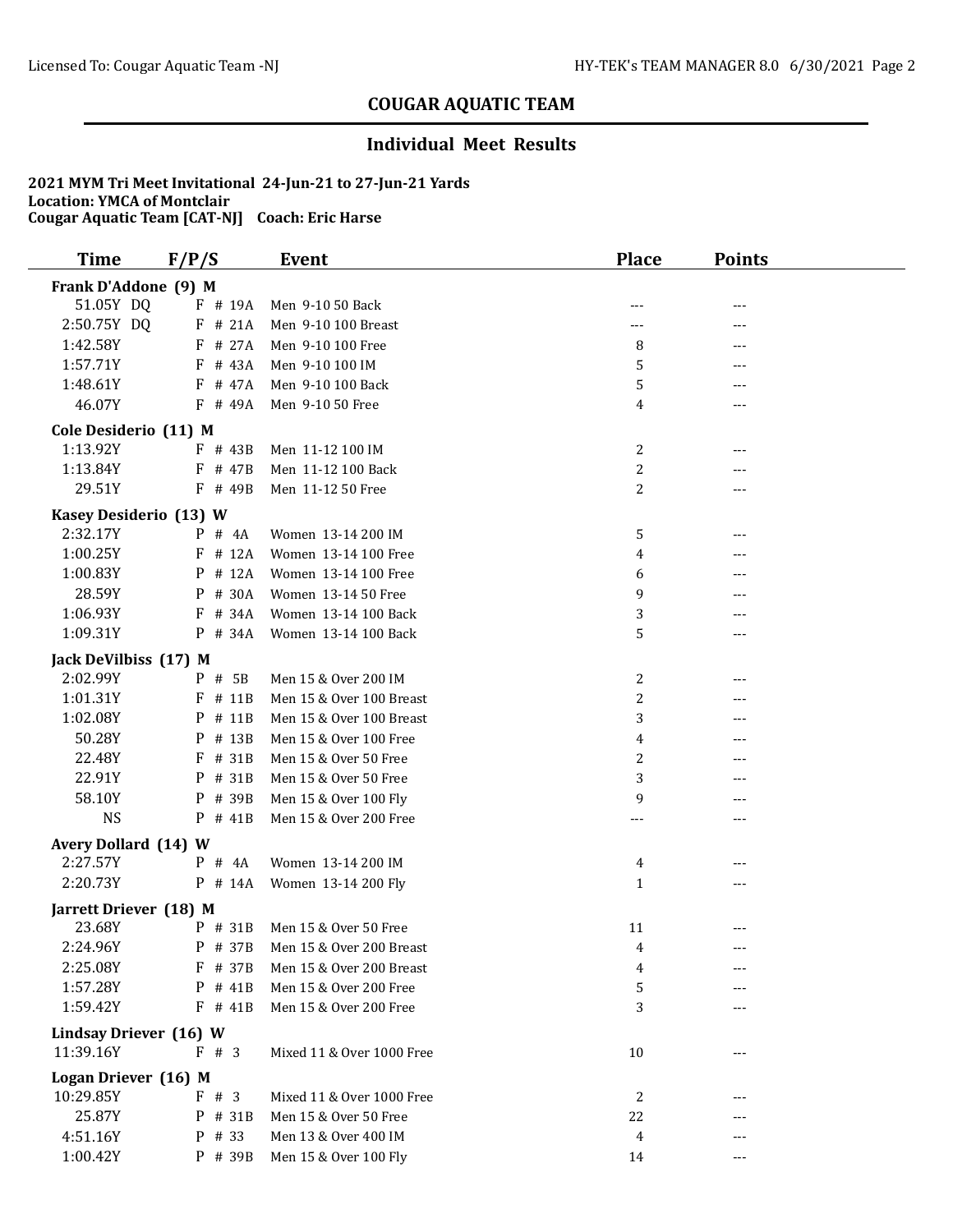## COUGAR AQUATIC TEAM

### Individual Meet Results

**2021 MYM Tri Meet Invitational 24-Jun-21 to 27-Jun-21 Yards**
**Location: YMCA of Montclair**
**Cougar Aquatic Team [CAT-NJ] Coach: Eric Harse**

| Time | F/P/S | | Event | Place | Points |
|---|---|---|---|---|---|
| **Frank D'Addone (9) M** | | | | | |
| 51.05Y DQ | F | # 19A | Men 9-10 50 Back | --- | --- |
| 2:50.75Y DQ | F | # 21A | Men 9-10 100 Breast | --- | --- |
| 1:42.58Y | F | # 27A | Men 9-10 100 Free | 8 | --- |
| 1:57.71Y | F | # 43A | Men 9-10 100 IM | 5 | --- |
| 1:48.61Y | F | # 47A | Men 9-10 100 Back | 5 | --- |
| 46.07Y | F | # 49A | Men 9-10 50 Free | 4 | --- |
| **Cole Desiderio (11) M** | | | | | |
| 1:13.92Y | F | # 43B | Men 11-12 100 IM | 2 | --- |
| 1:13.84Y | F | # 47B | Men 11-12 100 Back | 2 | --- |
| 29.51Y | F | # 49B | Men 11-12 50 Free | 2 | --- |
| **Kasey Desiderio (13) W** | | | | | |
| 2:32.17Y | P | # 4A | Women 13-14 200 IM | 5 | --- |
| 1:00.25Y | F | # 12A | Women 13-14 100 Free | 4 | --- |
| 1:00.83Y | P | # 12A | Women 13-14 100 Free | 6 | --- |
| 28.59Y | P | # 30A | Women 13-14 50 Free | 9 | --- |
| 1:06.93Y | F | # 34A | Women 13-14 100 Back | 3 | --- |
| 1:09.31Y | P | # 34A | Women 13-14 100 Back | 5 | --- |
| **Jack DeVilbiss (17) M** | | | | | |
| 2:02.99Y | P | # 5B | Men 15 & Over 200 IM | 2 | --- |
| 1:01.31Y | F | # 11B | Men 15 & Over 100 Breast | 2 | --- |
| 1:02.08Y | P | # 11B | Men 15 & Over 100 Breast | 3 | --- |
| 50.28Y | P | # 13B | Men 15 & Over 100 Free | 4 | --- |
| 22.48Y | F | # 31B | Men 15 & Over 50 Free | 2 | --- |
| 22.91Y | P | # 31B | Men 15 & Over 50 Free | 3 | --- |
| 58.10Y | P | # 39B | Men 15 & Over 100 Fly | 9 | --- |
| NS | P | # 41B | Men 15 & Over 200 Free | --- | --- |
| **Avery Dollard (14) W** | | | | | |
| 2:27.57Y | P | # 4A | Women 13-14 200 IM | 4 | --- |
| 2:20.73Y | P | # 14A | Women 13-14 200 Fly | 1 | --- |
| **Jarrett Driever (18) M** | | | | | |
| 23.68Y | P | # 31B | Men 15 & Over 50 Free | 11 | --- |
| 2:24.96Y | P | # 37B | Men 15 & Over 200 Breast | 4 | --- |
| 2:25.08Y | F | # 37B | Men 15 & Over 200 Breast | 4 | --- |
| 1:57.28Y | P | # 41B | Men 15 & Over 200 Free | 5 | --- |
| 1:59.42Y | F | # 41B | Men 15 & Over 200 Free | 3 | --- |
| **Lindsay Driever (16) W** | | | | | |
| 11:39.16Y | F | # 3 | Mixed 11 & Over 1000 Free | 10 | --- |
| **Logan Driever (16) M** | | | | | |
| 10:29.85Y | F | # 3 | Mixed 11 & Over 1000 Free | 2 | --- |
| 25.87Y | P | # 31B | Men 15 & Over 50 Free | 22 | --- |
| 4:51.16Y | P | # 33 | Men 13 & Over 400 IM | 4 | --- |
| 1:00.42Y | P | # 39B | Men 15 & Over 100 Fly | 14 | --- |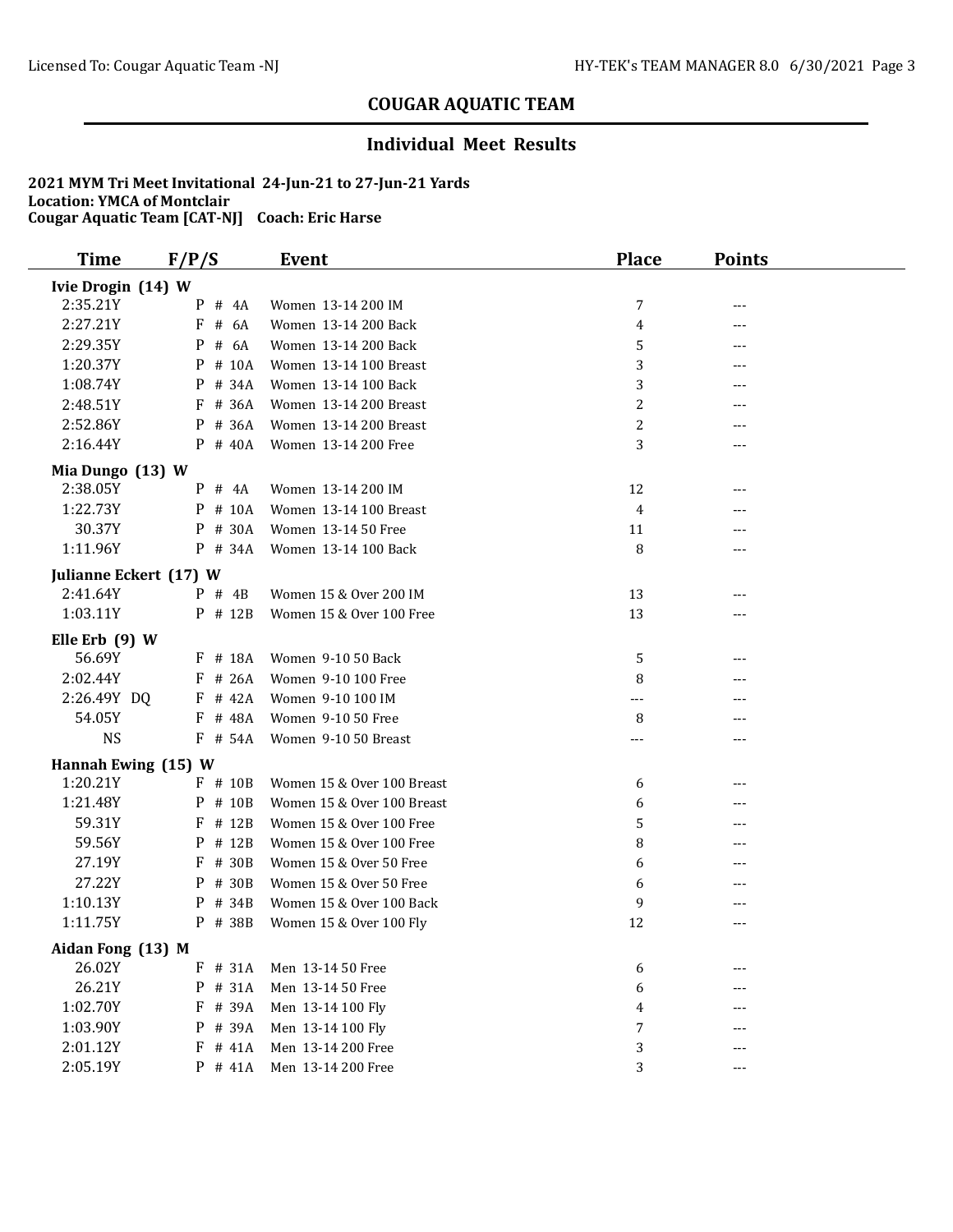## COUGAR AQUATIC TEAM

### Individual Meet Results

**2021 MYM Tri Meet Invitational 24-Jun-21 to 27-Jun-21 Yards**
**Location: YMCA of Montclair**
**Cougar Aquatic Team [CAT-NJ] Coach: Eric Harse**

| Time | F/P/S | Event | Place | Points |
|---|---|---|---|---|
| **Ivie Drogin (14) W** | | | | |
| 2:35.21Y | P # 4A | Women 13-14 200 IM | 7 | --- |
| 2:27.21Y | F # 6A | Women 13-14 200 Back | 4 | --- |
| 2:29.35Y | P # 6A | Women 13-14 200 Back | 5 | --- |
| 1:20.37Y | P # 10A | Women 13-14 100 Breast | 3 | --- |
| 1:08.74Y | P # 34A | Women 13-14 100 Back | 3 | --- |
| 2:48.51Y | F # 36A | Women 13-14 200 Breast | 2 | --- |
| 2:52.86Y | P # 36A | Women 13-14 200 Breast | 2 | --- |
| 2:16.44Y | P # 40A | Women 13-14 200 Free | 3 | --- |
| **Mia Dungo (13) W** | | | | |
| 2:38.05Y | P # 4A | Women 13-14 200 IM | 12 | --- |
| 1:22.73Y | P # 10A | Women 13-14 100 Breast | 4 | --- |
| 30.37Y | P # 30A | Women 13-14 50 Free | 11 | --- |
| 1:11.96Y | P # 34A | Women 13-14 100 Back | 8 | --- |
| **Julianne Eckert (17) W** | | | | |
| 2:41.64Y | P # 4B | Women 15 & Over 200 IM | 13 | --- |
| 1:03.11Y | P # 12B | Women 15 & Over 100 Free | 13 | --- |
| **Elle Erb (9) W** | | | | |
| 56.69Y | F # 18A | Women 9-10 50 Back | 5 | --- |
| 2:02.44Y | F # 26A | Women 9-10 100 Free | 8 | --- |
| 2:26.49Y DQ | F # 42A | Women 9-10 100 IM | --- | --- |
| 54.05Y | F # 48A | Women 9-10 50 Free | 8 | --- |
| NS | F # 54A | Women 9-10 50 Breast | --- | --- |
| **Hannah Ewing (15) W** | | | | |
| 1:20.21Y | F # 10B | Women 15 & Over 100 Breast | 6 | --- |
| 1:21.48Y | P # 10B | Women 15 & Over 100 Breast | 6 | --- |
| 59.31Y | F # 12B | Women 15 & Over 100 Free | 5 | --- |
| 59.56Y | P # 12B | Women 15 & Over 100 Free | 8 | --- |
| 27.19Y | F # 30B | Women 15 & Over 50 Free | 6 | --- |
| 27.22Y | P # 30B | Women 15 & Over 50 Free | 6 | --- |
| 1:10.13Y | P # 34B | Women 15 & Over 100 Back | 9 | --- |
| 1:11.75Y | P # 38B | Women 15 & Over 100 Fly | 12 | --- |
| **Aidan Fong (13) M** | | | | |
| 26.02Y | F # 31A | Men 13-14 50 Free | 6 | --- |
| 26.21Y | P # 31A | Men 13-14 50 Free | 6 | --- |
| 1:02.70Y | F # 39A | Men 13-14 100 Fly | 4 | --- |
| 1:03.90Y | P # 39A | Men 13-14 100 Fly | 7 | --- |
| 2:01.12Y | F # 41A | Men 13-14 200 Free | 3 | --- |
| 2:05.19Y | P # 41A | Men 13-14 200 Free | 3 | --- |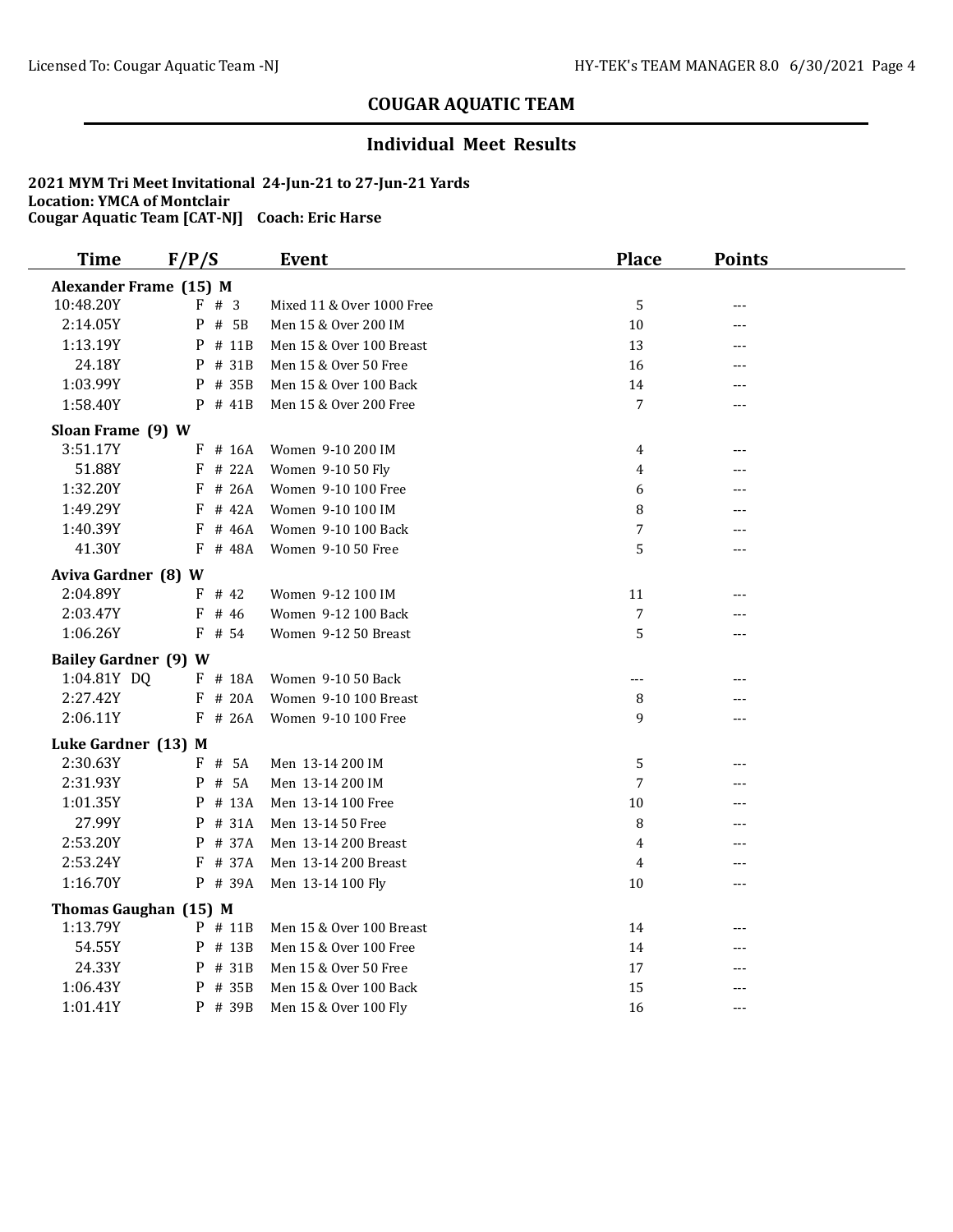## COUGAR AQUATIC TEAM

### Individual Meet Results

**2021 MYM Tri Meet Invitational 24-Jun-21 to 27-Jun-21 Yards**
**Location: YMCA of Montclair**
**Cougar Aquatic Team [CAT-NJ] Coach: Eric Harse**

| Time | F/P/S | Event | Place | Points |
|---|---|---|---|---|
| **Alexander Frame (15) M** | | | | |
| 10:48.20Y | F # 3 | Mixed 11 & Over 1000 Free | 5 | --- |
| 2:14.05Y | P # 5B | Men 15 & Over 200 IM | 10 | --- |
| 1:13.19Y | P # 11B | Men 15 & Over 100 Breast | 13 | --- |
| 24.18Y | P # 31B | Men 15 & Over 50 Free | 16 | --- |
| 1:03.99Y | P # 35B | Men 15 & Over 100 Back | 14 | --- |
| 1:58.40Y | P # 41B | Men 15 & Over 200 Free | 7 | --- |
| **Sloan Frame (9) W** | | | | |
| 3:51.17Y | F # 16A | Women 9-10 200 IM | 4 | --- |
| 51.88Y | F # 22A | Women 9-10 50 Fly | 4 | --- |
| 1:32.20Y | F # 26A | Women 9-10 100 Free | 6 | --- |
| 1:49.29Y | F # 42A | Women 9-10 100 IM | 8 | --- |
| 1:40.39Y | F # 46A | Women 9-10 100 Back | 7 | --- |
| 41.30Y | F # 48A | Women 9-10 50 Free | 5 | --- |
| **Aviva Gardner (8) W** | | | | |
| 2:04.89Y | F # 42 | Women 9-12 100 IM | 11 | --- |
| 2:03.47Y | F # 46 | Women 9-12 100 Back | 7 | --- |
| 1:06.26Y | F # 54 | Women 9-12 50 Breast | 5 | --- |
| **Bailey Gardner (9) W** | | | | |
| 1:04.81Y DQ | F # 18A | Women 9-10 50 Back | --- | --- |
| 2:27.42Y | F # 20A | Women 9-10 100 Breast | 8 | --- |
| 2:06.11Y | F # 26A | Women 9-10 100 Free | 9 | --- |
| **Luke Gardner (13) M** | | | | |
| 2:30.63Y | F # 5A | Men 13-14 200 IM | 5 | --- |
| 2:31.93Y | P # 5A | Men 13-14 200 IM | 7 | --- |
| 1:01.35Y | P # 13A | Men 13-14 100 Free | 10 | --- |
| 27.99Y | P # 31A | Men 13-14 50 Free | 8 | --- |
| 2:53.20Y | P # 37A | Men 13-14 200 Breast | 4 | --- |
| 2:53.24Y | F # 37A | Men 13-14 200 Breast | 4 | --- |
| 1:16.70Y | P # 39A | Men 13-14 100 Fly | 10 | --- |
| **Thomas Gaughan (15) M** | | | | |
| 1:13.79Y | P # 11B | Men 15 & Over 100 Breast | 14 | --- |
| 54.55Y | P # 13B | Men 15 & Over 100 Free | 14 | --- |
| 24.33Y | P # 31B | Men 15 & Over 50 Free | 17 | --- |
| 1:06.43Y | P # 35B | Men 15 & Over 100 Back | 15 | --- |
| 1:01.41Y | P # 39B | Men 15 & Over 100 Fly | 16 | --- |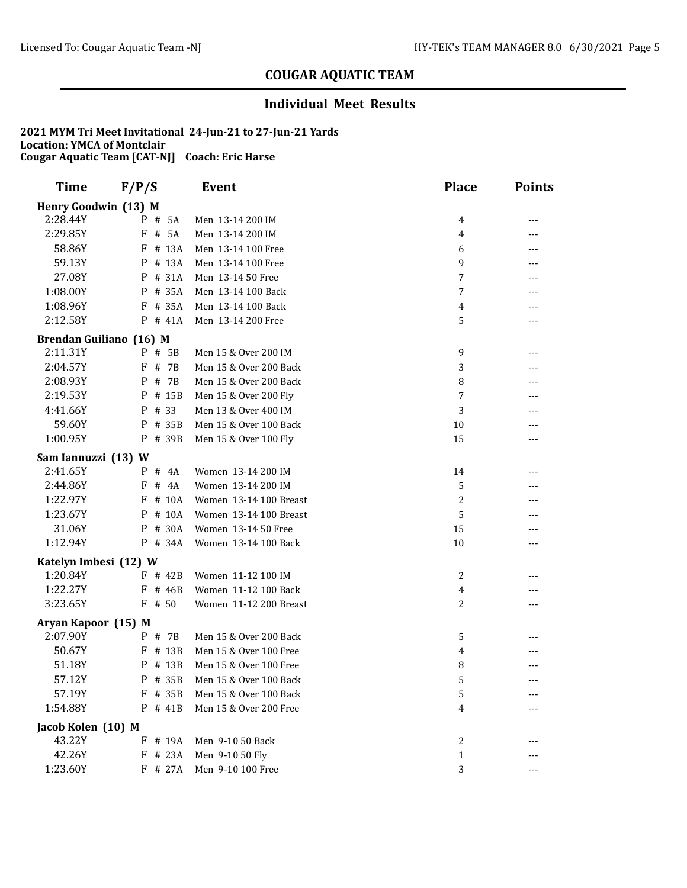# COUGAR AQUATIC TEAM

## Individual Meet Results

**2021 MYM Tri Meet Invitational 24-Jun-21 to 27-Jun-21 Yards**
**Location: YMCA of Montclair**
**Cougar Aquatic Team [CAT-NJ] Coach: Eric Harse**

| Time | F/P/S | Event | Place | Points |
|---|---|---|---|---|
| **Henry Goodwin (13) M** | | | | |
| 2:28.44Y | P # 5A | Men 13-14 200 IM | 4 | --- |
| 2:29.85Y | F # 5A | Men 13-14 200 IM | 4 | --- |
| 58.86Y | F # 13A | Men 13-14 100 Free | 6 | --- |
| 59.13Y | P # 13A | Men 13-14 100 Free | 9 | --- |
| 27.08Y | P # 31A | Men 13-14 50 Free | 7 | --- |
| 1:08.00Y | P # 35A | Men 13-14 100 Back | 7 | --- |
| 1:08.96Y | F # 35A | Men 13-14 100 Back | 4 | --- |
| 2:12.58Y | P # 41A | Men 13-14 200 Free | 5 | --- |
| **Brendan Guiliano (16) M** | | | | |
| 2:11.31Y | P # 5B | Men 15 & Over 200 IM | 9 | --- |
| 2:04.57Y | F # 7B | Men 15 & Over 200 Back | 3 | --- |
| 2:08.93Y | P # 7B | Men 15 & Over 200 Back | 8 | --- |
| 2:19.53Y | P # 15B | Men 15 & Over 200 Fly | 7 | --- |
| 4:41.66Y | P # 33 | Men 13 & Over 400 IM | 3 | --- |
| 59.60Y | P # 35B | Men 15 & Over 100 Back | 10 | --- |
| 1:00.95Y | P # 39B | Men 15 & Over 100 Fly | 15 | --- |
| **Sam Iannuzzi (13) W** | | | | |
| 2:41.65Y | P # 4A | Women 13-14 200 IM | 14 | --- |
| 2:44.86Y | F # 4A | Women 13-14 200 IM | 5 | --- |
| 1:22.97Y | F # 10A | Women 13-14 100 Breast | 2 | --- |
| 1:23.67Y | P # 10A | Women 13-14 100 Breast | 5 | --- |
| 31.06Y | P # 30A | Women 13-14 50 Free | 15 | --- |
| 1:12.94Y | P # 34A | Women 13-14 100 Back | 10 | --- |
| **Katelyn Imbesi (12) W** | | | | |
| 1:20.84Y | F # 42B | Women 11-12 100 IM | 2 | --- |
| 1:22.27Y | F # 46B | Women 11-12 100 Back | 4 | --- |
| 3:23.65Y | F # 50 | Women 11-12 200 Breast | 2 | --- |
| **Aryan Kapoor (15) M** | | | | |
| 2:07.90Y | P # 7B | Men 15 & Over 200 Back | 5 | --- |
| 50.67Y | F # 13B | Men 15 & Over 100 Free | 4 | --- |
| 51.18Y | P # 13B | Men 15 & Over 100 Free | 8 | --- |
| 57.12Y | P # 35B | Men 15 & Over 100 Back | 5 | --- |
| 57.19Y | F # 35B | Men 15 & Over 100 Back | 5 | --- |
| 1:54.88Y | P # 41B | Men 15 & Over 200 Free | 4 | --- |
| **Jacob Kolen (10) M** | | | | |
| 43.22Y | F # 19A | Men 9-10 50 Back | 2 | --- |
| 42.26Y | F # 23A | Men 9-10 50 Fly | 1 | --- |
| 1:23.60Y | F # 27A | Men 9-10 100 Free | 3 | --- |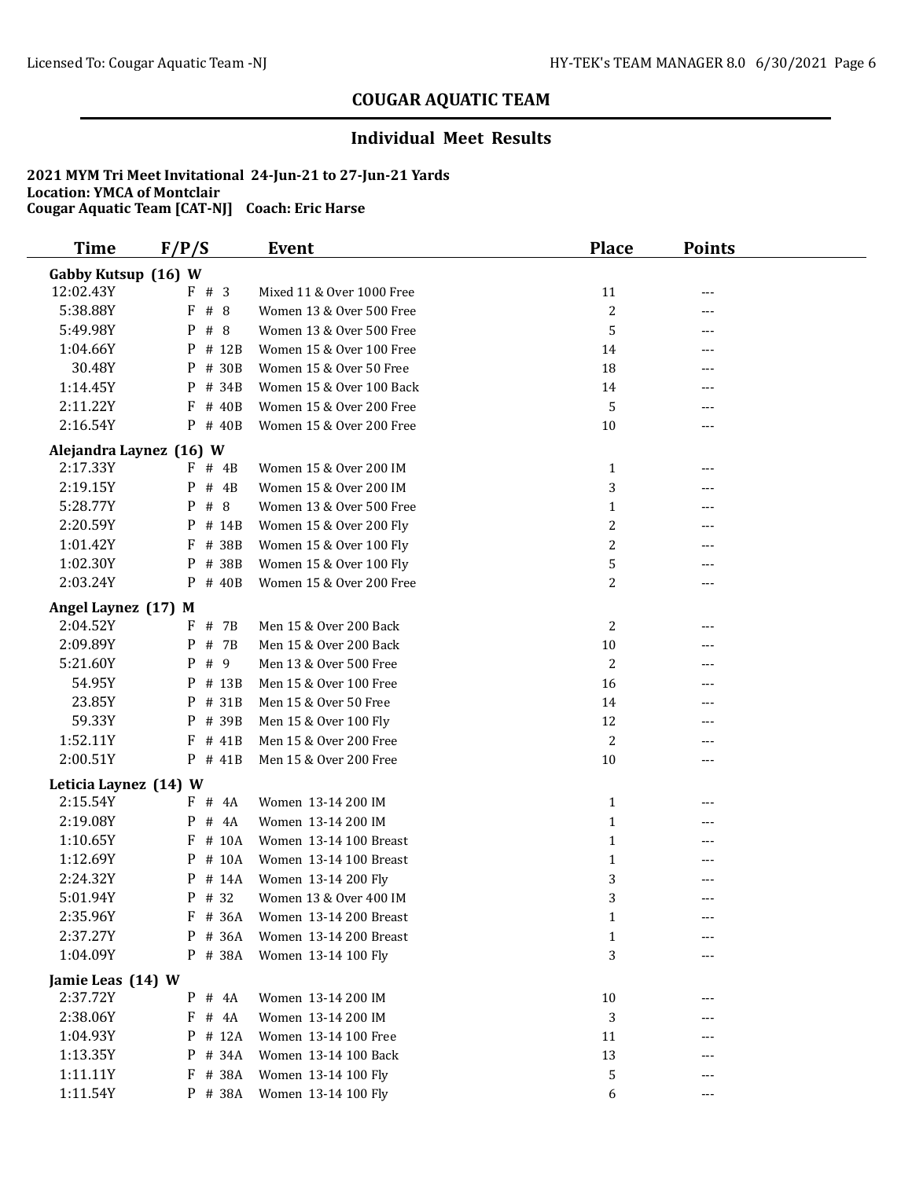## COUGAR AQUATIC TEAM

### Individual Meet Results

**2021 MYM Tri Meet Invitational 24-Jun-21 to 27-Jun-21 Yards**
**Location: YMCA of Montclair**
**Cougar Aquatic Team [CAT-NJ] Coach: Eric Harse**

| Time | F/P/S | Event | Place | Points |
|---|---|---|---|---|
| **Gabby Kutsup (16) W** | | | | |
| 12:02.43Y | F # 3 | Mixed 11 & Over 1000 Free | 11 | --- |
| 5:38.88Y | F # 8 | Women 13 & Over 500 Free | 2 | --- |
| 5:49.98Y | P # 8 | Women 13 & Over 500 Free | 5 | --- |
| 1:04.66Y | P # 12B | Women 15 & Over 100 Free | 14 | --- |
| 30.48Y | P # 30B | Women 15 & Over 50 Free | 18 | --- |
| 1:14.45Y | P # 34B | Women 15 & Over 100 Back | 14 | --- |
| 2:11.22Y | F # 40B | Women 15 & Over 200 Free | 5 | --- |
| 2:16.54Y | P # 40B | Women 15 & Over 200 Free | 10 | --- |
| **Alejandra Laynez (16) W** | | | | |
| 2:17.33Y | F # 4B | Women 15 & Over 200 IM | 1 | --- |
| 2:19.15Y | P # 4B | Women 15 & Over 200 IM | 3 | --- |
| 5:28.77Y | P # 8 | Women 13 & Over 500 Free | 1 | --- |
| 2:20.59Y | P # 14B | Women 15 & Over 200 Fly | 2 | --- |
| 1:01.42Y | F # 38B | Women 15 & Over 100 Fly | 2 | --- |
| 1:02.30Y | P # 38B | Women 15 & Over 100 Fly | 5 | --- |
| 2:03.24Y | P # 40B | Women 15 & Over 200 Free | 2 | --- |
| **Angel Laynez (17) M** | | | | |
| 2:04.52Y | F # 7B | Men 15 & Over 200 Back | 2 | --- |
| 2:09.89Y | P # 7B | Men 15 & Over 200 Back | 10 | --- |
| 5:21.60Y | P # 9 | Men 13 & Over 500 Free | 2 | --- |
| 54.95Y | P # 13B | Men 15 & Over 100 Free | 16 | --- |
| 23.85Y | P # 31B | Men 15 & Over 50 Free | 14 | --- |
| 59.33Y | P # 39B | Men 15 & Over 100 Fly | 12 | --- |
| 1:52.11Y | F # 41B | Men 15 & Over 200 Free | 2 | --- |
| 2:00.51Y | P # 41B | Men 15 & Over 200 Free | 10 | --- |
| **Leticia Laynez (14) W** | | | | |
| 2:15.54Y | F # 4A | Women 13-14 200 IM | 1 | --- |
| 2:19.08Y | P # 4A | Women 13-14 200 IM | 1 | --- |
| 1:10.65Y | F # 10A | Women 13-14 100 Breast | 1 | --- |
| 1:12.69Y | P # 10A | Women 13-14 100 Breast | 1 | --- |
| 2:24.32Y | P # 14A | Women 13-14 200 Fly | 3 | --- |
| 5:01.94Y | P # 32 | Women 13 & Over 400 IM | 3 | --- |
| 2:35.96Y | F # 36A | Women 13-14 200 Breast | 1 | --- |
| 2:37.27Y | P # 36A | Women 13-14 200 Breast | 1 | --- |
| 1:04.09Y | P # 38A | Women 13-14 100 Fly | 3 | --- |
| **Jamie Leas (14) W** | | | | |
| 2:37.72Y | P # 4A | Women 13-14 200 IM | 10 | --- |
| 2:38.06Y | F # 4A | Women 13-14 200 IM | 3 | --- |
| 1:04.93Y | P # 12A | Women 13-14 100 Free | 11 | --- |
| 1:13.35Y | P # 34A | Women 13-14 100 Back | 13 | --- |
| 1:11.11Y | F # 38A | Women 13-14 100 Fly | 5 | --- |
| 1:11.54Y | P # 38A | Women 13-14 100 Fly | 6 | --- |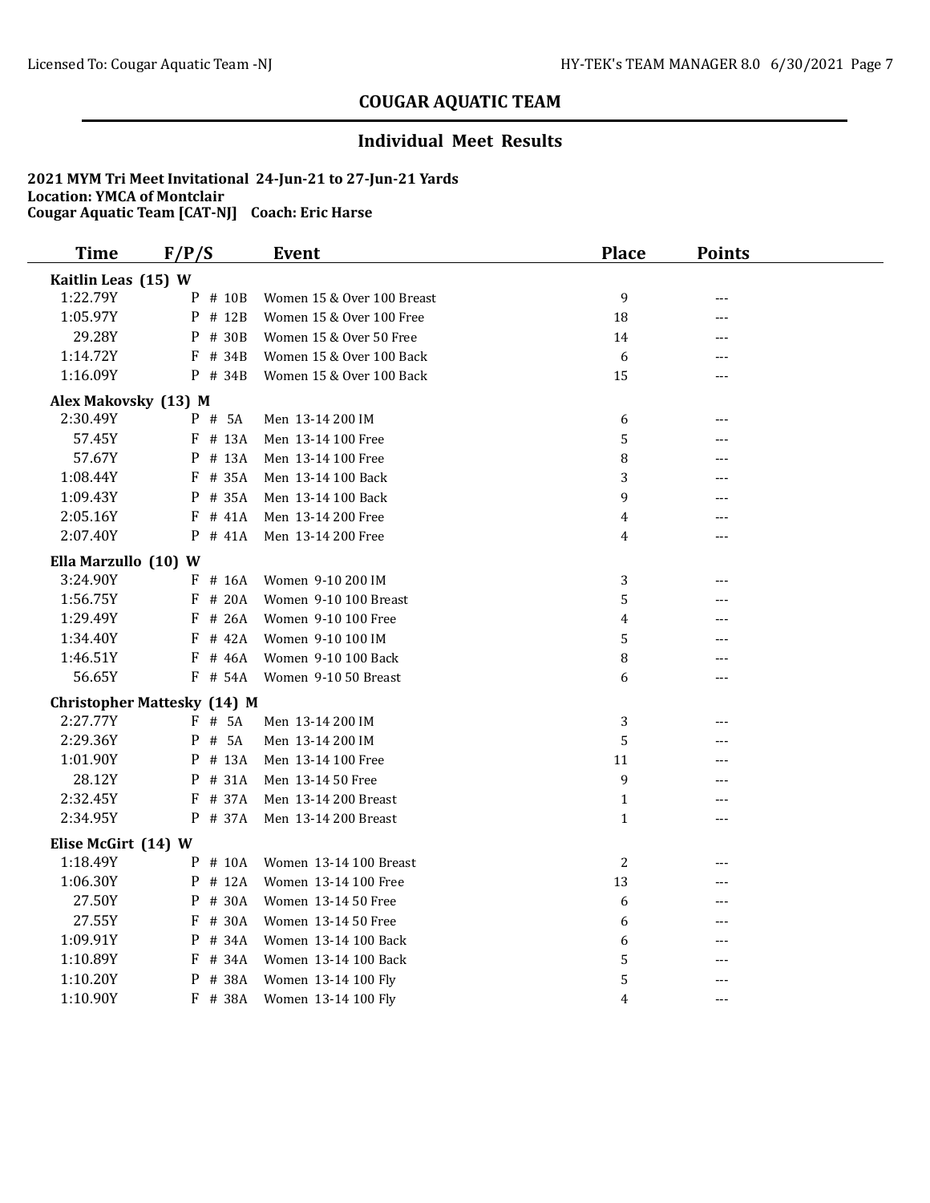## COUGAR AQUATIC TEAM

### Individual Meet Results

**2021 MYM Tri Meet Invitational 24-Jun-21 to 27-Jun-21 Yards**
**Location: YMCA of Montclair**
**Cougar Aquatic Team [CAT-NJ] Coach: Eric Harse**

| Time | F/P/S | Event | Place | Points |
|---|---|---|---|---|
| **Kaitlin Leas (15) W** | | | | |
| 1:22.79Y | P # 10B | Women 15 & Over 100 Breast | 9 | --- |
| 1:05.97Y | P # 12B | Women 15 & Over 100 Free | 18 | --- |
| 29.28Y | P # 30B | Women 15 & Over 50 Free | 14 | --- |
| 1:14.72Y | F # 34B | Women 15 & Over 100 Back | 6 | --- |
| 1:16.09Y | P # 34B | Women 15 & Over 100 Back | 15 | --- |
| **Alex Makovsky (13) M** | | | | |
| 2:30.49Y | P # 5A | Men 13-14 200 IM | 6 | --- |
| 57.45Y | F # 13A | Men 13-14 100 Free | 5 | --- |
| 57.67Y | P # 13A | Men 13-14 100 Free | 8 | --- |
| 1:08.44Y | F # 35A | Men 13-14 100 Back | 3 | --- |
| 1:09.43Y | P # 35A | Men 13-14 100 Back | 9 | --- |
| 2:05.16Y | F # 41A | Men 13-14 200 Free | 4 | --- |
| 2:07.40Y | P # 41A | Men 13-14 200 Free | 4 | --- |
| **Ella Marzullo (10) W** | | | | |
| 3:24.90Y | F # 16A | Women 9-10 200 IM | 3 | --- |
| 1:56.75Y | F # 20A | Women 9-10 100 Breast | 5 | --- |
| 1:29.49Y | F # 26A | Women 9-10 100 Free | 4 | --- |
| 1:34.40Y | F # 42A | Women 9-10 100 IM | 5 | --- |
| 1:46.51Y | F # 46A | Women 9-10 100 Back | 8 | --- |
| 56.65Y | F # 54A | Women 9-10 50 Breast | 6 | --- |
| **Christopher Mattesky (14) M** | | | | |
| 2:27.77Y | F # 5A | Men 13-14 200 IM | 3 | --- |
| 2:29.36Y | P # 5A | Men 13-14 200 IM | 5 | --- |
| 1:01.90Y | P # 13A | Men 13-14 100 Free | 11 | --- |
| 28.12Y | P # 31A | Men 13-14 50 Free | 9 | --- |
| 2:32.45Y | F # 37A | Men 13-14 200 Breast | 1 | --- |
| 2:34.95Y | P # 37A | Men 13-14 200 Breast | 1 | --- |
| **Elise McGirt (14) W** | | | | |
| 1:18.49Y | P # 10A | Women 13-14 100 Breast | 2 | --- |
| 1:06.30Y | P # 12A | Women 13-14 100 Free | 13 | --- |
| 27.50Y | P # 30A | Women 13-14 50 Free | 6 | --- |
| 27.55Y | F # 30A | Women 13-14 50 Free | 6 | --- |
| 1:09.91Y | P # 34A | Women 13-14 100 Back | 6 | --- |
| 1:10.89Y | F # 34A | Women 13-14 100 Back | 5 | --- |
| 1:10.20Y | P # 38A | Women 13-14 100 Fly | 5 | --- |
| 1:10.90Y | F # 38A | Women 13-14 100 Fly | 4 | --- |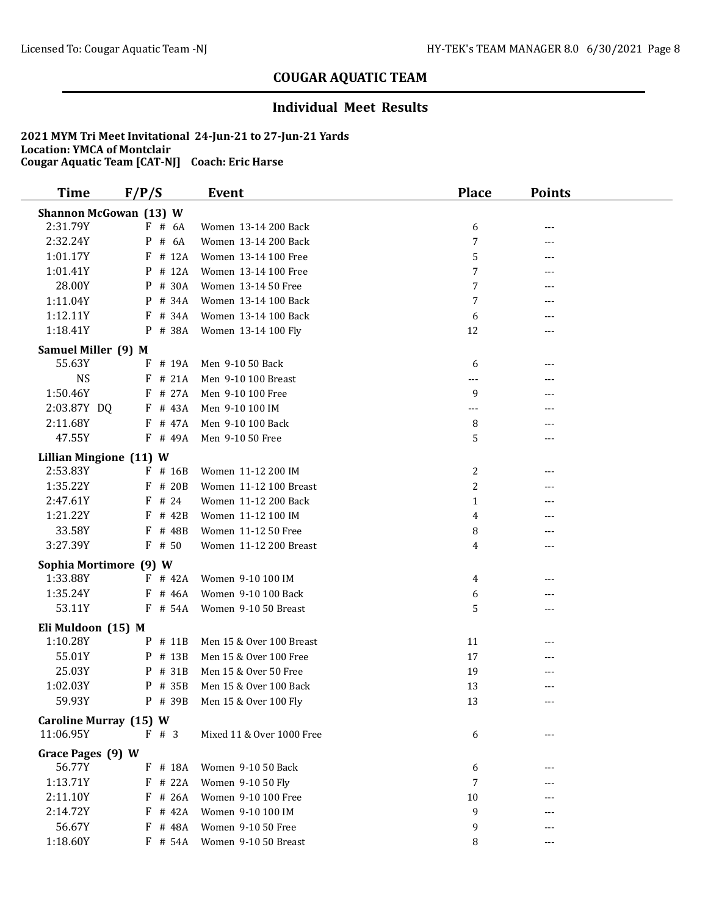## COUGAR AQUATIC TEAM

### Individual Meet Results

**2021 MYM Tri Meet Invitational 24-Jun-21 to 27-Jun-21 Yards**
**Location: YMCA of Montclair**
**Cougar Aquatic Team [CAT-NJ] Coach: Eric Harse**

| Time | F/P/S | Event | Place | Points |
|---|---|---|---|---|
| **Shannon McGowan (13) W** | | | | |
| 2:31.79Y | F # 6A | Women 13-14 200 Back | 6 | --- |
| 2:32.24Y | P # 6A | Women 13-14 200 Back | 7 | --- |
| 1:01.17Y | F # 12A | Women 13-14 100 Free | 5 | --- |
| 1:01.41Y | P # 12A | Women 13-14 100 Free | 7 | --- |
| 28.00Y | P # 30A | Women 13-14 50 Free | 7 | --- |
| 1:11.04Y | P # 34A | Women 13-14 100 Back | 7 | --- |
| 1:12.11Y | F # 34A | Women 13-14 100 Back | 6 | --- |
| 1:18.41Y | P # 38A | Women 13-14 100 Fly | 12 | --- |
| **Samuel Miller (9) M** | | | | |
| 55.63Y | F # 19A | Men 9-10 50 Back | 6 | --- |
| NS | F # 21A | Men 9-10 100 Breast | --- | --- |
| 1:50.46Y | F # 27A | Men 9-10 100 Free | 9 | --- |
| 2:03.87Y DQ | F # 43A | Men 9-10 100 IM | --- | --- |
| 2:11.68Y | F # 47A | Men 9-10 100 Back | 8 | --- |
| 47.55Y | F # 49A | Men 9-10 50 Free | 5 | --- |
| **Lillian Mingione (11) W** | | | | |
| 2:53.83Y | F # 16B | Women 11-12 200 IM | 2 | --- |
| 1:35.22Y | F # 20B | Women 11-12 100 Breast | 2 | --- |
| 2:47.61Y | F # 24 | Women 11-12 200 Back | 1 | --- |
| 1:21.22Y | F # 42B | Women 11-12 100 IM | 4 | --- |
| 33.58Y | F # 48B | Women 11-12 50 Free | 8 | --- |
| 3:27.39Y | F # 50 | Women 11-12 200 Breast | 4 | --- |
| **Sophia Mortimore (9) W** | | | | |
| 1:33.88Y | F # 42A | Women 9-10 100 IM | 4 | --- |
| 1:35.24Y | F # 46A | Women 9-10 100 Back | 6 | --- |
| 53.11Y | F # 54A | Women 9-10 50 Breast | 5 | --- |
| **Eli Muldoon (15) M** | | | | |
| 1:10.28Y | P # 11B | Men 15 & Over 100 Breast | 11 | --- |
| 55.01Y | P # 13B | Men 15 & Over 100 Free | 17 | --- |
| 25.03Y | P # 31B | Men 15 & Over 50 Free | 19 | --- |
| 1:02.03Y | P # 35B | Men 15 & Over 100 Back | 13 | --- |
| 59.93Y | P # 39B | Men 15 & Over 100 Fly | 13 | --- |
| **Caroline Murray (15) W** | | | | |
| 11:06.95Y | F # 3 | Mixed 11 & Over 1000 Free | 6 | --- |
| **Grace Pages (9) W** | | | | |
| 56.77Y | F # 18A | Women 9-10 50 Back | 6 | --- |
| 1:13.71Y | F # 22A | Women 9-10 50 Fly | 7 | --- |
| 2:11.10Y | F # 26A | Women 9-10 100 Free | 10 | --- |
| 2:14.72Y | F # 42A | Women 9-10 100 IM | 9 | --- |
| 56.67Y | F # 48A | Women 9-10 50 Free | 9 | --- |
| 1:18.60Y | F # 54A | Women 9-10 50 Breast | 8 | --- |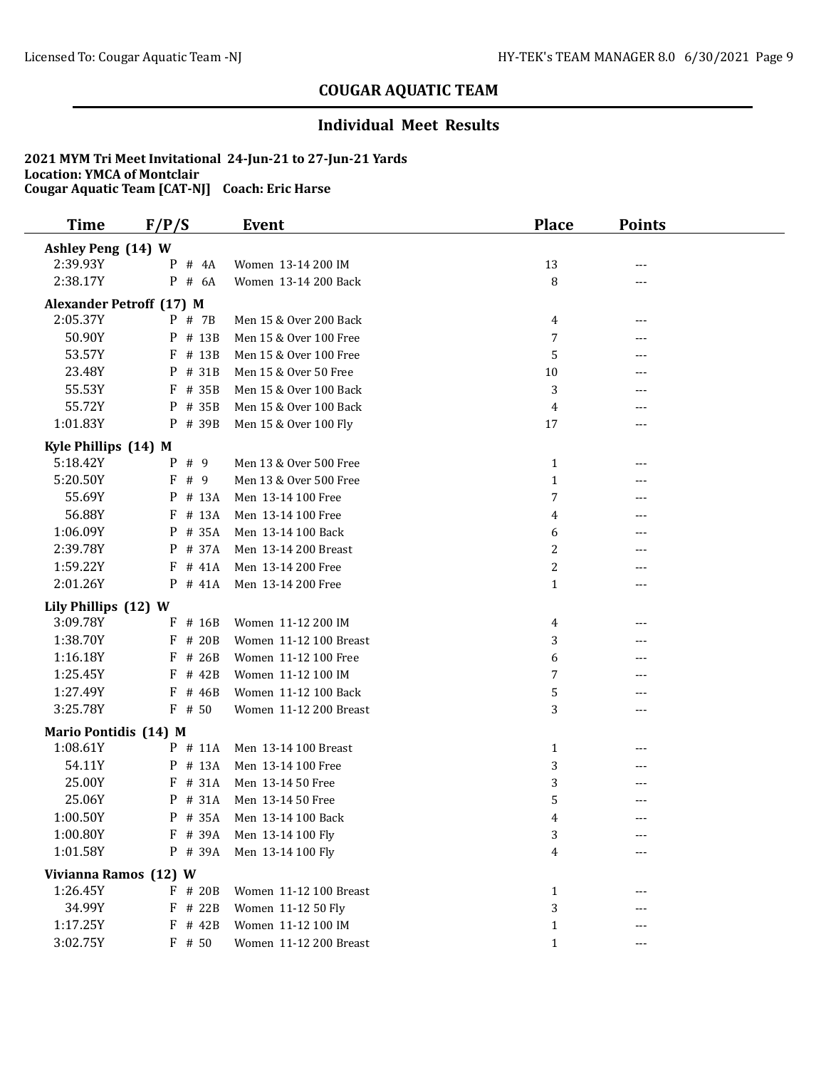## COUGAR AQUATIC TEAM

### Individual Meet Results

**2021 MYM Tri Meet Invitational 24-Jun-21 to 27-Jun-21 Yards**
**Location: YMCA of Montclair**
**Cougar Aquatic Team [CAT-NJ] Coach: Eric Harse**

| Time | F/P/S | Event | Place | Points |
|---|---|---|---|---|
| **Ashley Peng (14) W** | | | | |
| 2:39.93Y | P # 4A | Women 13-14 200 IM | 13 | --- |
| 2:38.17Y | P # 6A | Women 13-14 200 Back | 8 | --- |
| **Alexander Petroff (17) M** | | | | |
| 2:05.37Y | P # 7B | Men 15 & Over 200 Back | 4 | --- |
| 50.90Y | P # 13B | Men 15 & Over 100 Free | 7 | --- |
| 53.57Y | F # 13B | Men 15 & Over 100 Free | 5 | --- |
| 23.48Y | P # 31B | Men 15 & Over 50 Free | 10 | --- |
| 55.53Y | F # 35B | Men 15 & Over 100 Back | 3 | --- |
| 55.72Y | P # 35B | Men 15 & Over 100 Back | 4 | --- |
| 1:01.83Y | P # 39B | Men 15 & Over 100 Fly | 17 | --- |
| **Kyle Phillips (14) M** | | | | |
| 5:18.42Y | P # 9 | Men 13 & Over 500 Free | 1 | --- |
| 5:20.50Y | F # 9 | Men 13 & Over 500 Free | 1 | --- |
| 55.69Y | P # 13A | Men 13-14 100 Free | 7 | --- |
| 56.88Y | F # 13A | Men 13-14 100 Free | 4 | --- |
| 1:06.09Y | P # 35A | Men 13-14 100 Back | 6 | --- |
| 2:39.78Y | P # 37A | Men 13-14 200 Breast | 2 | --- |
| 1:59.22Y | F # 41A | Men 13-14 200 Free | 2 | --- |
| 2:01.26Y | P # 41A | Men 13-14 200 Free | 1 | --- |
| **Lily Phillips (12) W** | | | | |
| 3:09.78Y | F # 16B | Women 11-12 200 IM | 4 | --- |
| 1:38.70Y | F # 20B | Women 11-12 100 Breast | 3 | --- |
| 1:16.18Y | F # 26B | Women 11-12 100 Free | 6 | --- |
| 1:25.45Y | F # 42B | Women 11-12 100 IM | 7 | --- |
| 1:27.49Y | F # 46B | Women 11-12 100 Back | 5 | --- |
| 3:25.78Y | F # 50 | Women 11-12 200 Breast | 3 | --- |
| **Mario Pontidis (14) M** | | | | |
| 1:08.61Y | P # 11A | Men 13-14 100 Breast | 1 | --- |
| 54.11Y | P # 13A | Men 13-14 100 Free | 3 | --- |
| 25.00Y | F # 31A | Men 13-14 50 Free | 3 | --- |
| 25.06Y | P # 31A | Men 13-14 50 Free | 5 | --- |
| 1:00.50Y | P # 35A | Men 13-14 100 Back | 4 | --- |
| 1:00.80Y | F # 39A | Men 13-14 100 Fly | 3 | --- |
| 1:01.58Y | P # 39A | Men 13-14 100 Fly | 4 | --- |
| **Vivianna Ramos (12) W** | | | | |
| 1:26.45Y | F # 20B | Women 11-12 100 Breast | 1 | --- |
| 34.99Y | F # 22B | Women 11-12 50 Fly | 3 | --- |
| 1:17.25Y | F # 42B | Women 11-12 100 IM | 1 | --- |
| 3:02.75Y | F # 50 | Women 11-12 200 Breast | 1 | --- |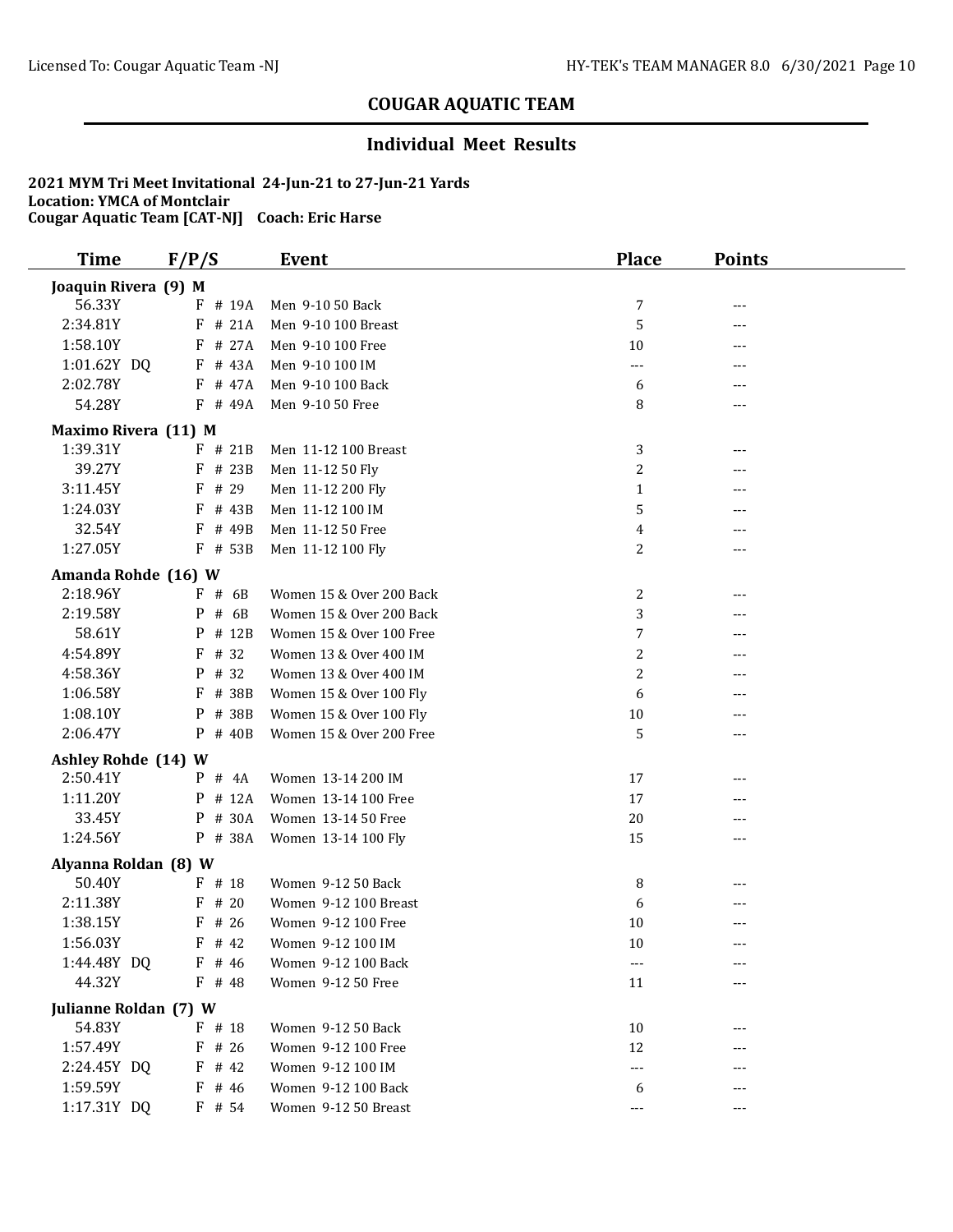## COUGAR AQUATIC TEAM

### Individual Meet Results

**2021 MYM Tri Meet Invitational 24-Jun-21 to 27-Jun-21 Yards**
**Location: YMCA of Montclair**
**Cougar Aquatic Team [CAT-NJ] Coach: Eric Harse**

| Time | F/P/S | Event | Place | Points |
|---|---|---|---|---|
| **Joaquin Rivera (9) M** | | | | |
| 56.33Y | F # 19A | Men 9-10 50 Back | 7 | --- |
| 2:34.81Y | F # 21A | Men 9-10 100 Breast | 5 | --- |
| 1:58.10Y | F # 27A | Men 9-10 100 Free | 10 | --- |
| 1:01.62Y DQ | F # 43A | Men 9-10 100 IM | --- | --- |
| 2:02.78Y | F # 47A | Men 9-10 100 Back | 6 | --- |
| 54.28Y | F # 49A | Men 9-10 50 Free | 8 | --- |
| **Maximo Rivera (11) M** | | | | |
| 1:39.31Y | F # 21B | Men 11-12 100 Breast | 3 | --- |
| 39.27Y | F # 23B | Men 11-12 50 Fly | 2 | --- |
| 3:11.45Y | F # 29 | Men 11-12 200 Fly | 1 | --- |
| 1:24.03Y | F # 43B | Men 11-12 100 IM | 5 | --- |
| 32.54Y | F # 49B | Men 11-12 50 Free | 4 | --- |
| 1:27.05Y | F # 53B | Men 11-12 100 Fly | 2 | --- |
| **Amanda Rohde (16) W** | | | | |
| 2:18.96Y | F # 6B | Women 15 & Over 200 Back | 2 | --- |
| 2:19.58Y | P # 6B | Women 15 & Over 200 Back | 3 | --- |
| 58.61Y | P # 12B | Women 15 & Over 100 Free | 7 | --- |
| 4:54.89Y | F # 32 | Women 13 & Over 400 IM | 2 | --- |
| 4:58.36Y | P # 32 | Women 13 & Over 400 IM | 2 | --- |
| 1:06.58Y | F # 38B | Women 15 & Over 100 Fly | 6 | --- |
| 1:08.10Y | P # 38B | Women 15 & Over 100 Fly | 10 | --- |
| 2:06.47Y | P # 40B | Women 15 & Over 200 Free | 5 | --- |
| **Ashley Rohde (14) W** | | | | |
| 2:50.41Y | P # 4A | Women 13-14 200 IM | 17 | --- |
| 1:11.20Y | P # 12A | Women 13-14 100 Free | 17 | --- |
| 33.45Y | P # 30A | Women 13-14 50 Free | 20 | --- |
| 1:24.56Y | P # 38A | Women 13-14 100 Fly | 15 | --- |
| **Alyanna Roldan (8) W** | | | | |
| 50.40Y | F # 18 | Women 9-12 50 Back | 8 | --- |
| 2:11.38Y | F # 20 | Women 9-12 100 Breast | 6 | --- |
| 1:38.15Y | F # 26 | Women 9-12 100 Free | 10 | --- |
| 1:56.03Y | F # 42 | Women 9-12 100 IM | 10 | --- |
| 1:44.48Y DQ | F # 46 | Women 9-12 100 Back | --- | --- |
| 44.32Y | F # 48 | Women 9-12 50 Free | 11 | --- |
| **Julianne Roldan (7) W** | | | | |
| 54.83Y | F # 18 | Women 9-12 50 Back | 10 | --- |
| 1:57.49Y | F # 26 | Women 9-12 100 Free | 12 | --- |
| 2:24.45Y DQ | F # 42 | Women 9-12 100 IM | --- | --- |
| 1:59.59Y | F # 46 | Women 9-12 100 Back | 6 | --- |
| 1:17.31Y DQ | F # 54 | Women 9-12 50 Breast | --- | --- |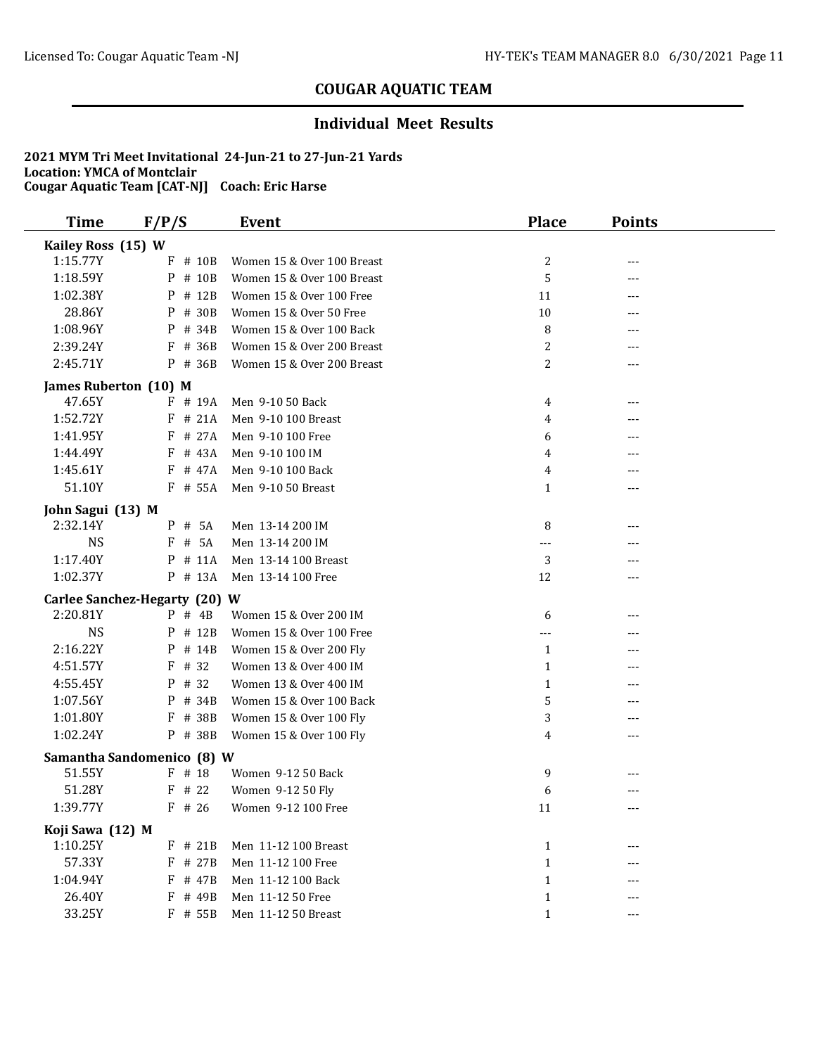# COUGAR AQUATIC TEAM

## Individual Meet Results

**2021 MYM Tri Meet Invitational 24-Jun-21 to 27-Jun-21 Yards**
**Location: YMCA of Montclair**
**Cougar Aquatic Team [CAT-NJ] Coach: Eric Harse**

| Time | F/P/S | Event | Place | Points |
|---|---|---|---|---|
| **Kailey Ross (15) W** | | | | |
| 1:15.77Y | F # 10B | Women 15 & Over 100 Breast | 2 | --- |
| 1:18.59Y | P # 10B | Women 15 & Over 100 Breast | 5 | --- |
| 1:02.38Y | P # 12B | Women 15 & Over 100 Free | 11 | --- |
| 28.86Y | P # 30B | Women 15 & Over 50 Free | 10 | --- |
| 1:08.96Y | P # 34B | Women 15 & Over 100 Back | 8 | --- |
| 2:39.24Y | F # 36B | Women 15 & Over 200 Breast | 2 | --- |
| 2:45.71Y | P # 36B | Women 15 & Over 200 Breast | 2 | --- |
| **James Ruberton (10) M** | | | | |
| 47.65Y | F # 19A | Men 9-10 50 Back | 4 | --- |
| 1:52.72Y | F # 21A | Men 9-10 100 Breast | 4 | --- |
| 1:41.95Y | F # 27A | Men 9-10 100 Free | 6 | --- |
| 1:44.49Y | F # 43A | Men 9-10 100 IM | 4 | --- |
| 1:45.61Y | F # 47A | Men 9-10 100 Back | 4 | --- |
| 51.10Y | F # 55A | Men 9-10 50 Breast | 1 | --- |
| **John Sagui (13) M** | | | | |
| 2:32.14Y | P # 5A | Men 13-14 200 IM | 8 | --- |
| NS | F # 5A | Men 13-14 200 IM | --- | --- |
| 1:17.40Y | P # 11A | Men 13-14 100 Breast | 3 | --- |
| 1:02.37Y | P # 13A | Men 13-14 100 Free | 12 | --- |
| **Carlee Sanchez-Hegarty (20) W** | | | | |
| 2:20.81Y | P # 4B | Women 15 & Over 200 IM | 6 | --- |
| NS | P # 12B | Women 15 & Over 100 Free | --- | --- |
| 2:16.22Y | P # 14B | Women 15 & Over 200 Fly | 1 | --- |
| 4:51.57Y | F # 32 | Women 13 & Over 400 IM | 1 | --- |
| 4:55.45Y | P # 32 | Women 13 & Over 400 IM | 1 | --- |
| 1:07.56Y | P # 34B | Women 15 & Over 100 Back | 5 | --- |
| 1:01.80Y | F # 38B | Women 15 & Over 100 Fly | 3 | --- |
| 1:02.24Y | P # 38B | Women 15 & Over 100 Fly | 4 | --- |
| **Samantha Sandomenico (8) W** | | | | |
| 51.55Y | F # 18 | Women 9-12 50 Back | 9 | --- |
| 51.28Y | F # 22 | Women 9-12 50 Fly | 6 | --- |
| 1:39.77Y | F # 26 | Women 9-12 100 Free | 11 | --- |
| **Koji Sawa (12) M** | | | | |
| 1:10.25Y | F # 21B | Men 11-12 100 Breast | 1 | --- |
| 57.33Y | F # 27B | Men 11-12 100 Free | 1 | --- |
| 1:04.94Y | F # 47B | Men 11-12 100 Back | 1 | --- |
| 26.40Y | F # 49B | Men 11-12 50 Free | 1 | --- |
| 33.25Y | F # 55B | Men 11-12 50 Breast | 1 | --- |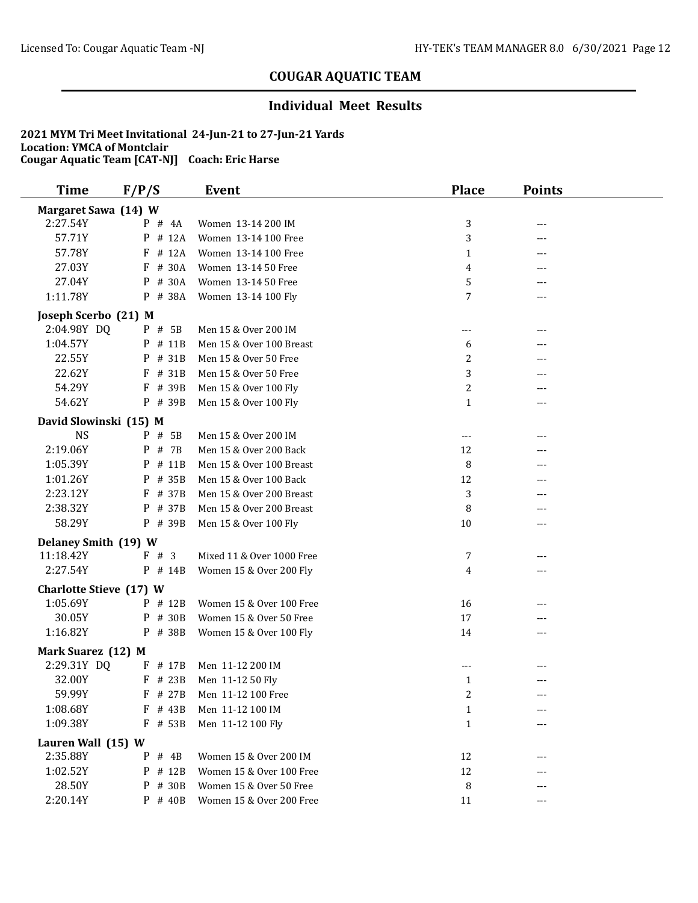## COUGAR AQUATIC TEAM

### Individual Meet Results

**2021 MYM Tri Meet Invitational 24-Jun-21 to 27-Jun-21 Yards**
**Location: YMCA of Montclair**
**Cougar Aquatic Team [CAT-NJ] Coach: Eric Harse**

| Time | F/P/S | Event | Place | Points |
|---|---|---|---|---|
| **Margaret Sawa (14) W** | | | | |
| 2:27.54Y | P # 4A | Women 13-14 200 IM | 3 | --- |
| 57.71Y | P # 12A | Women 13-14 100 Free | 3 | --- |
| 57.78Y | F # 12A | Women 13-14 100 Free | 1 | --- |
| 27.03Y | F # 30A | Women 13-14 50 Free | 4 | --- |
| 27.04Y | P # 30A | Women 13-14 50 Free | 5 | --- |
| 1:11.78Y | P # 38A | Women 13-14 100 Fly | 7 | --- |
| **Joseph Scerbo (21) M** | | | | |
| 2:04.98Y DQ | P # 5B | Men 15 & Over 200 IM | --- | --- |
| 1:04.57Y | P # 11B | Men 15 & Over 100 Breast | 6 | --- |
| 22.55Y | P # 31B | Men 15 & Over 50 Free | 2 | --- |
| 22.62Y | F # 31B | Men 15 & Over 50 Free | 3 | --- |
| 54.29Y | F # 39B | Men 15 & Over 100 Fly | 2 | --- |
| 54.62Y | P # 39B | Men 15 & Over 100 Fly | 1 | --- |
| **David Slowinski (15) M** | | | | |
| NS | P # 5B | Men 15 & Over 200 IM | --- | --- |
| 2:19.06Y | P # 7B | Men 15 & Over 200 Back | 12 | --- |
| 1:05.39Y | P # 11B | Men 15 & Over 100 Breast | 8 | --- |
| 1:01.26Y | P # 35B | Men 15 & Over 100 Back | 12 | --- |
| 2:23.12Y | F # 37B | Men 15 & Over 200 Breast | 3 | --- |
| 2:38.32Y | P # 37B | Men 15 & Over 200 Breast | 8 | --- |
| 58.29Y | P # 39B | Men 15 & Over 100 Fly | 10 | --- |
| **Delaney Smith (19) W** | | | | |
| 11:18.42Y | F # 3 | Mixed 11 & Over 1000 Free | 7 | --- |
| 2:27.54Y | P # 14B | Women 15 & Over 200 Fly | 4 | --- |
| **Charlotte Stieve (17) W** | | | | |
| 1:05.69Y | P # 12B | Women 15 & Over 100 Free | 16 | --- |
| 30.05Y | P # 30B | Women 15 & Over 50 Free | 17 | --- |
| 1:16.82Y | P # 38B | Women 15 & Over 100 Fly | 14 | --- |
| **Mark Suarez (12) M** | | | | |
| 2:29.31Y DQ | F # 17B | Men 11-12 200 IM | --- | --- |
| 32.00Y | F # 23B | Men 11-12 50 Fly | 1 | --- |
| 59.99Y | F # 27B | Men 11-12 100 Free | 2 | --- |
| 1:08.68Y | F # 43B | Men 11-12 100 IM | 1 | --- |
| 1:09.38Y | F # 53B | Men 11-12 100 Fly | 1 | --- |
| **Lauren Wall (15) W** | | | | |
| 2:35.88Y | P # 4B | Women 15 & Over 200 IM | 12 | --- |
| 1:02.52Y | P # 12B | Women 15 & Over 100 Free | 12 | --- |
| 28.50Y | P # 30B | Women 15 & Over 50 Free | 8 | --- |
| 2:20.14Y | P # 40B | Women 15 & Over 200 Free | 11 | --- |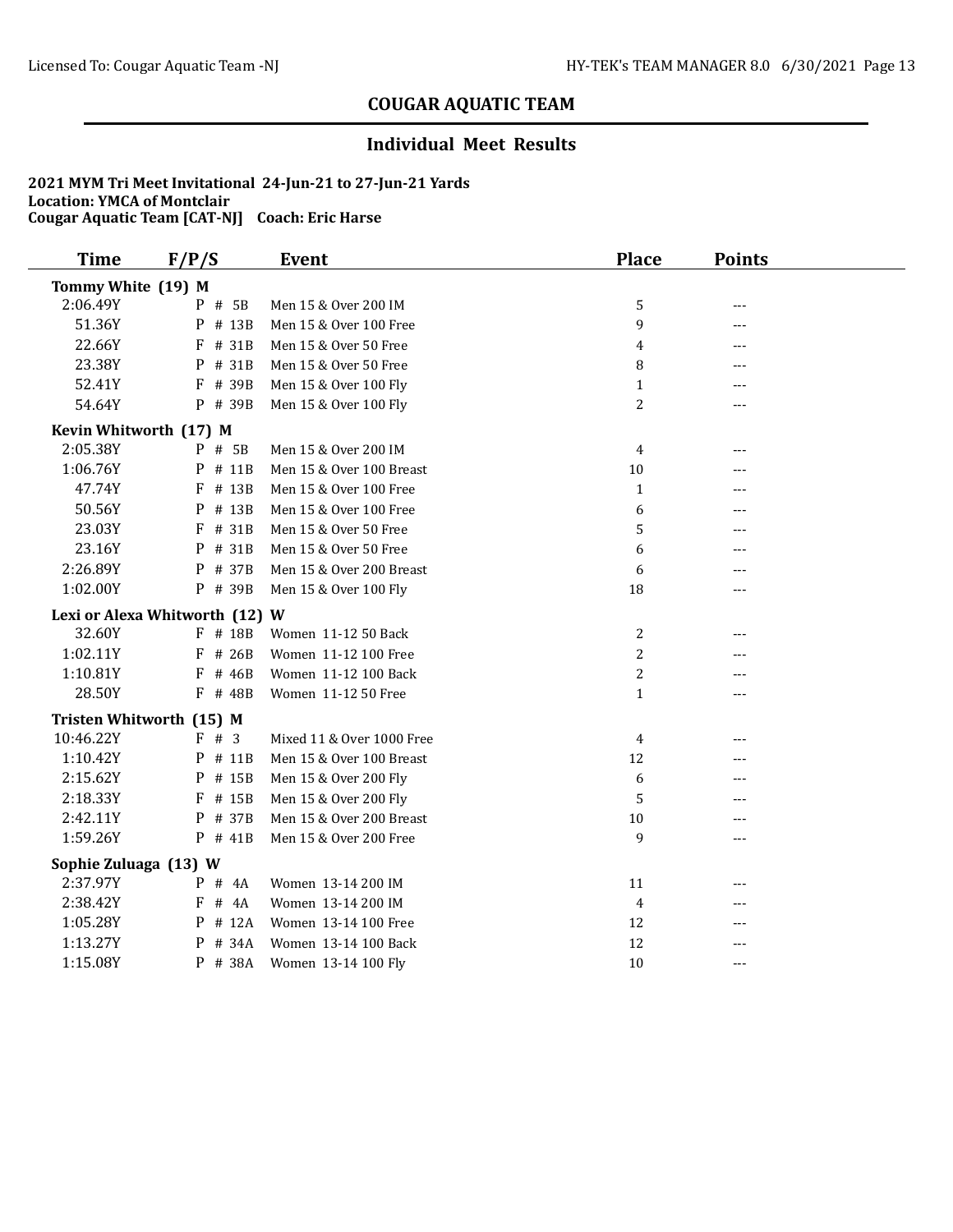## COUGAR AQUATIC TEAM

### Individual Meet Results

**2021 MYM Tri Meet Invitational 24-Jun-21 to 27-Jun-21 Yards**
**Location: YMCA of Montclair**
**Cougar Aquatic Team [CAT-NJ] Coach: Eric Harse**

| Time | F/P/S | Event | Place | Points |
|---|---|---|---|---|
| **Tommy White (19) M** | | | | |
| 2:06.49Y | P # 5B | Men 15 & Over 200 IM | 5 | --- |
| 51.36Y | P # 13B | Men 15 & Over 100 Free | 9 | --- |
| 22.66Y | F # 31B | Men 15 & Over 50 Free | 4 | --- |
| 23.38Y | P # 31B | Men 15 & Over 50 Free | 8 | --- |
| 52.41Y | F # 39B | Men 15 & Over 100 Fly | 1 | --- |
| 54.64Y | P # 39B | Men 15 & Over 100 Fly | 2 | --- |
| **Kevin Whitworth (17) M** | | | | |
| 2:05.38Y | P # 5B | Men 15 & Over 200 IM | 4 | --- |
| 1:06.76Y | P # 11B | Men 15 & Over 100 Breast | 10 | --- |
| 47.74Y | F # 13B | Men 15 & Over 100 Free | 1 | --- |
| 50.56Y | P # 13B | Men 15 & Over 100 Free | 6 | --- |
| 23.03Y | F # 31B | Men 15 & Over 50 Free | 5 | --- |
| 23.16Y | P # 31B | Men 15 & Over 50 Free | 6 | --- |
| 2:26.89Y | P # 37B | Men 15 & Over 200 Breast | 6 | --- |
| 1:02.00Y | P # 39B | Men 15 & Over 100 Fly | 18 | --- |
| **Lexi or Alexa Whitworth (12) W** | | | | |
| 32.60Y | F # 18B | Women 11-12 50 Back | 2 | --- |
| 1:02.11Y | F # 26B | Women 11-12 100 Free | 2 | --- |
| 1:10.81Y | F # 46B | Women 11-12 100 Back | 2 | --- |
| 28.50Y | F # 48B | Women 11-12 50 Free | 1 | --- |
| **Tristen Whitworth (15) M** | | | | |
| 10:46.22Y | F # 3 | Mixed 11 & Over 1000 Free | 4 | --- |
| 1:10.42Y | P # 11B | Men 15 & Over 100 Breast | 12 | --- |
| 2:15.62Y | P # 15B | Men 15 & Over 200 Fly | 6 | --- |
| 2:18.33Y | F # 15B | Men 15 & Over 200 Fly | 5 | --- |
| 2:42.11Y | P # 37B | Men 15 & Over 200 Breast | 10 | --- |
| 1:59.26Y | P # 41B | Men 15 & Over 200 Free | 9 | --- |
| **Sophie Zuluaga (13) W** | | | | |
| 2:37.97Y | P # 4A | Women 13-14 200 IM | 11 | --- |
| 2:38.42Y | F # 4A | Women 13-14 200 IM | 4 | --- |
| 1:05.28Y | P # 12A | Women 13-14 100 Free | 12 | --- |
| 1:13.27Y | P # 34A | Women 13-14 100 Back | 12 | --- |
| 1:15.08Y | P # 38A | Women 13-14 100 Fly | 10 | --- |